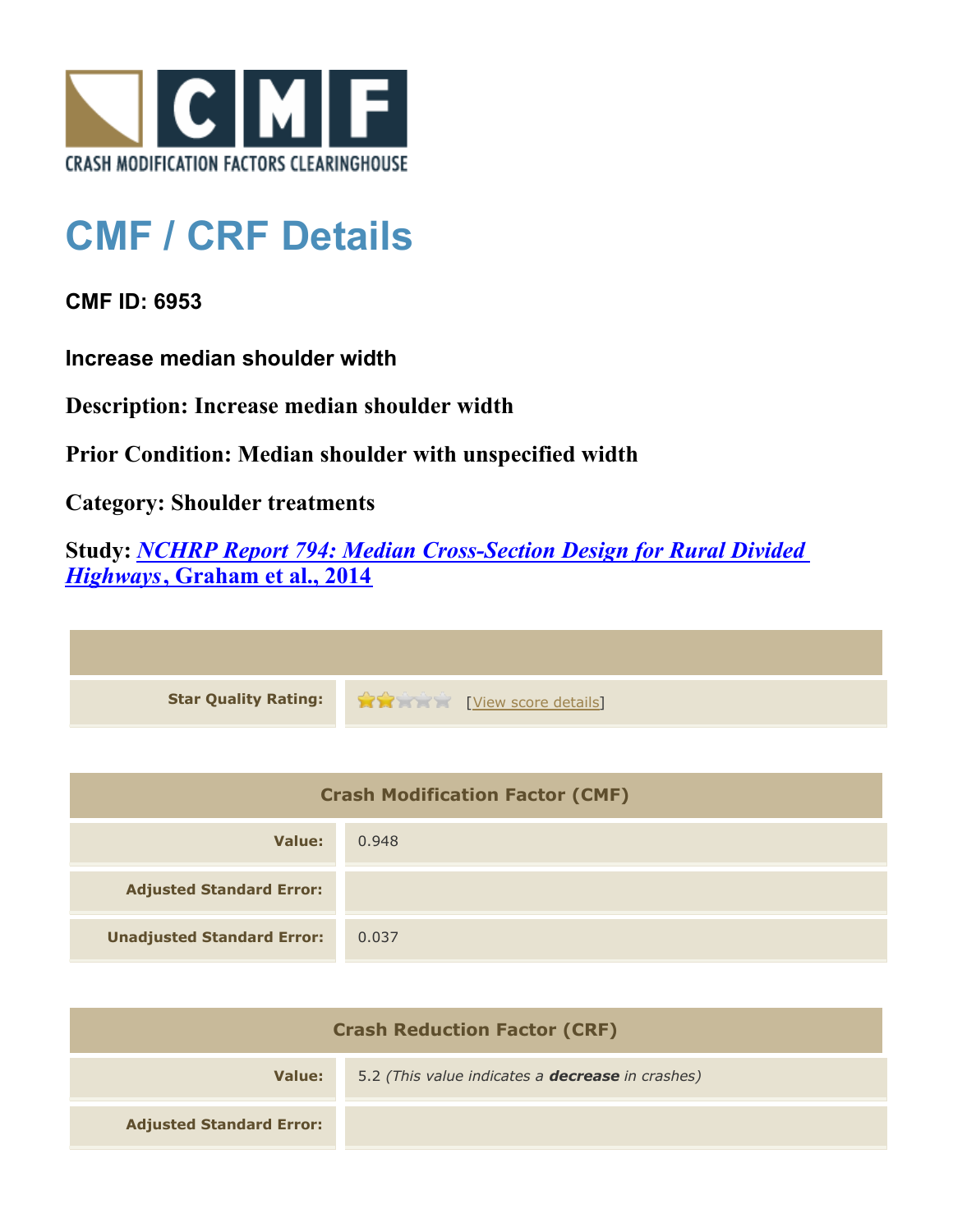# CMF / CRF Details

**CMF ID: 6953**

**Increase median shoulder width**

**Description: Increase median shoulder width**

**Prior Condition: Median shoulder with unspecified width**

**Category: Shoulder treatments**

**Study: *NCHRP Report 794: Median Cross-Section Design for Rural Divided Highways*, Graham et al., 2014**

| | |
|---|---|
| **Star Quality Rating:** | [View score details] |

| Crash Modification Factor (CMF) | |
|---|---|
| **Value:** | 0.948 |
| **Adjusted Standard Error:** | |
| **Unadjusted Standard Error:** | 0.037 |

| Crash Reduction Factor (CRF) | |
|---|---|
| **Value:** | 5.2 *(This value indicates a **decrease** in crashes)* |
| **Adjusted Standard Error:** | |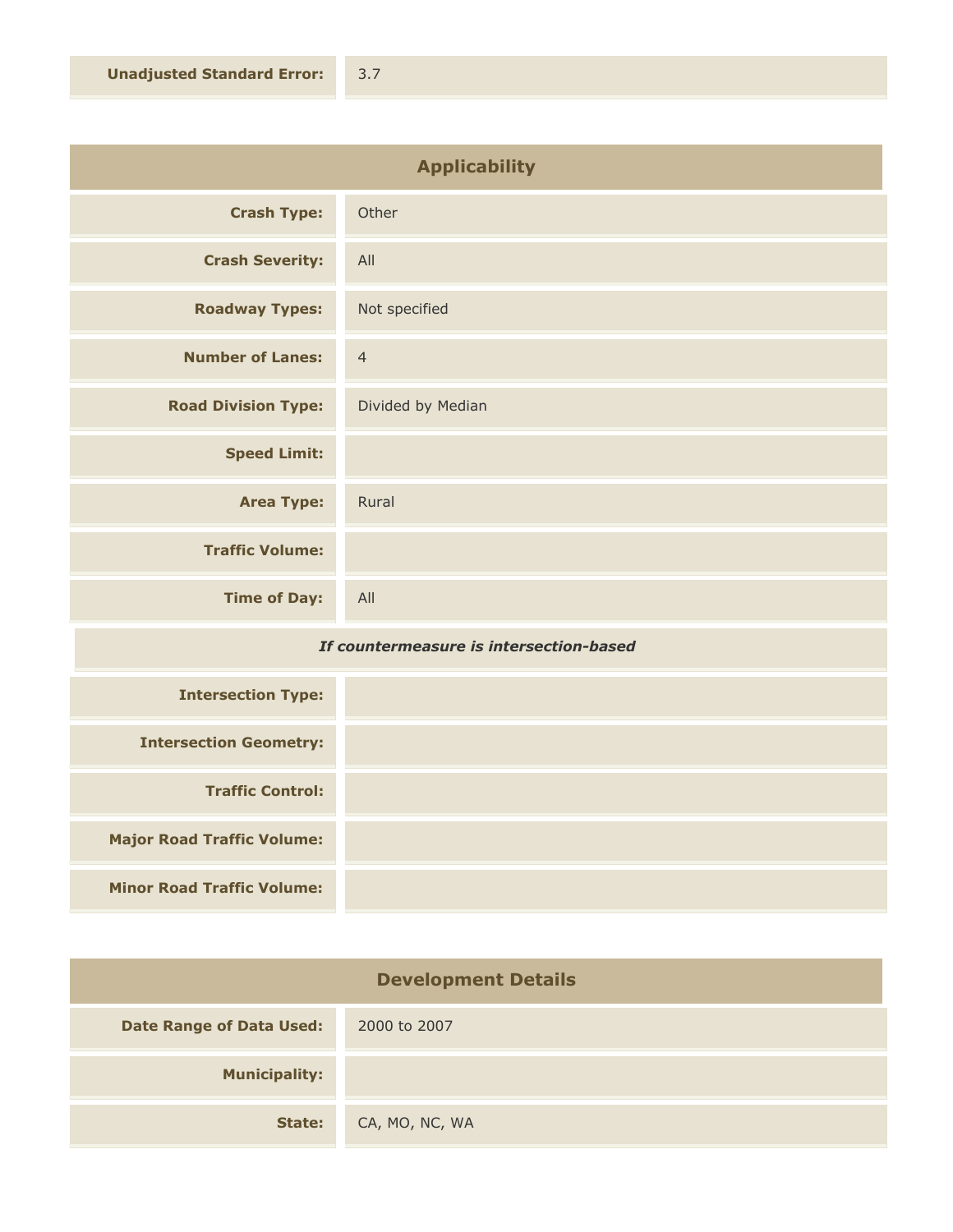| | |
|---|---|
| **Unadjusted Standard Error:** | 3.7 |

## Applicability

| | |
|---|---|
| **Crash Type:** | Other |
| **Crash Severity:** | All |
| **Roadway Types:** | Not specified |
| **Number of Lanes:** | 4 |
| **Road Division Type:** | Divided by Median |
| **Speed Limit:** | |
| **Area Type:** | Rural |
| **Traffic Volume:** | |
| **Time of Day:** | All |

***If countermeasure is intersection-based***

| | |
|---|---|
| **Intersection Type:** | |
| **Intersection Geometry:** | |
| **Traffic Control:** | |
| **Major Road Traffic Volume:** | |
| **Minor Road Traffic Volume:** | |

## Development Details

| | |
|---|---|
| **Date Range of Data Used:** | 2000 to 2007 |
| **Municipality:** | |
| **State:** | CA, MO, NC, WA |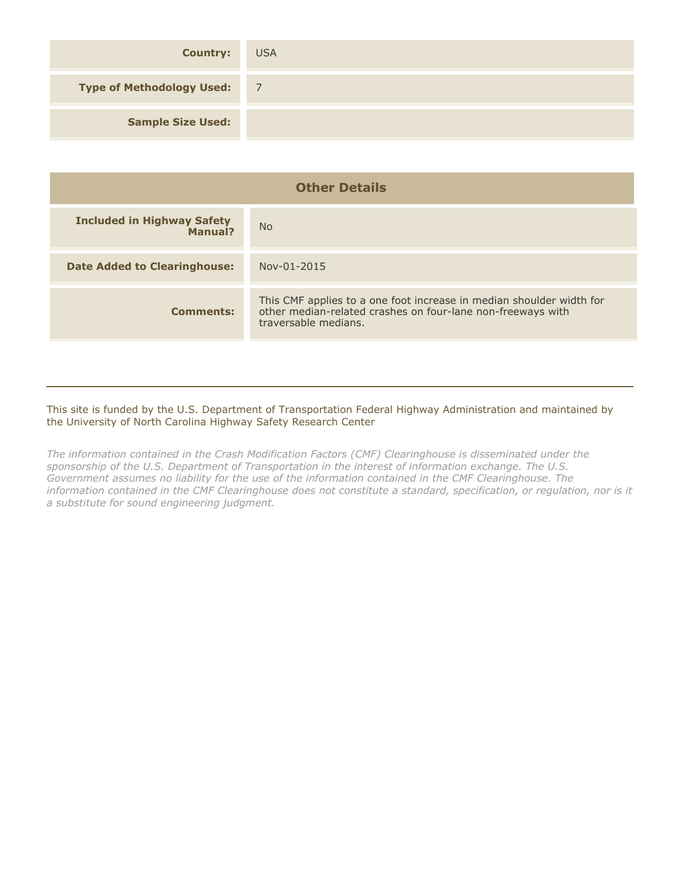| | |
|---|---|
| **Country:** | USA |
| **Type of Methodology Used:** | 7 |
| **Sample Size Used:** | |

## Other Details

| | |
|---|---|
| **Included in Highway Safety Manual?** | No |
| **Date Added to Clearinghouse:** | Nov-01-2015 |
| **Comments:** | This CMF applies to a one foot increase in median shoulder width for other median-related crashes on four-lane non-freeways with traversable medians. |

---

This site is funded by the U.S. Department of Transportation Federal Highway Administration and maintained by the University of North Carolina Highway Safety Research Center

*The information contained in the Crash Modification Factors (CMF) Clearinghouse is disseminated under the sponsorship of the U.S. Department of Transportation in the interest of information exchange. The U.S. Government assumes no liability for the use of the information contained in the CMF Clearinghouse. The information contained in the CMF Clearinghouse does not constitute a standard, specification, or regulation, nor is it a substitute for sound engineering judgment.*